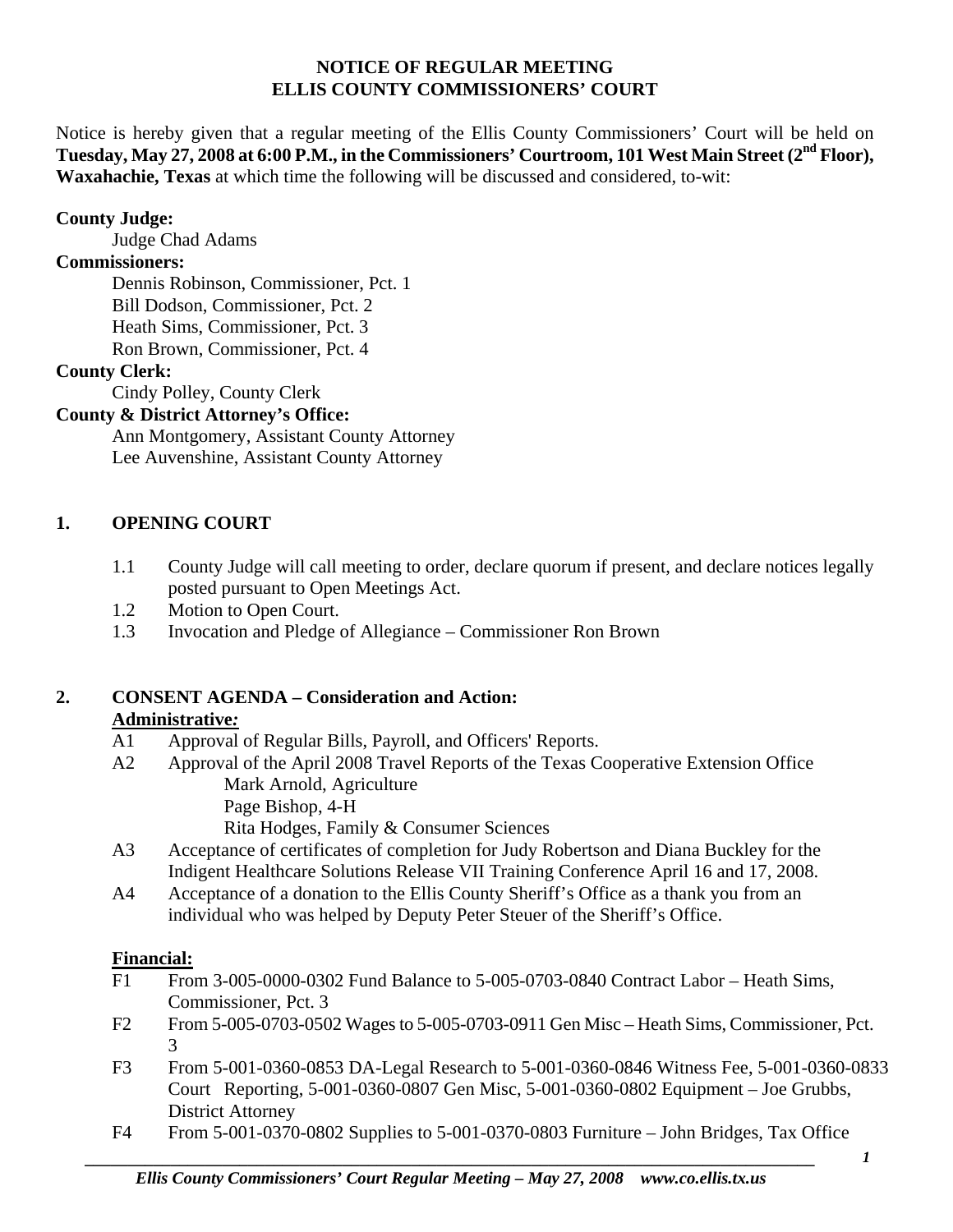# NOTICE OF REGULAR MEETING
# ELLIS COUNTY COMMISSIONERS' COURT

Notice is hereby given that a regular meeting of the Ellis County Commissioners' Court will be held on **Tuesday, May 27, 2008 at 6:00 P.M., in the Commissioners' Courtroom, 101 West Main Street (2nd Floor), Waxahachie, Texas** at which time the following will be discussed and considered, to-wit:

**County Judge:**

Judge Chad Adams

**Commissioners:**

Dennis Robinson, Commissioner, Pct. 1
Bill Dodson, Commissioner, Pct. 2
Heath Sims, Commissioner, Pct. 3
Ron Brown, Commissioner, Pct. 4

**County Clerk:**

Cindy Polley, County Clerk

**County & District Attorney's Office:**

Ann Montgomery, Assistant County Attorney
Lee Auvenshine, Assistant County Attorney

## 1. OPENING COURT

1.1 County Judge will call meeting to order, declare quorum if present, and declare notices legally posted pursuant to Open Meetings Act.

1.2 Motion to Open Court.

1.3 Invocation and Pledge of Allegiance – Commissioner Ron Brown

## 2. CONSENT AGENDA – Consideration and Action:

**Administrative:**

A1 Approval of Regular Bills, Payroll, and Officers' Reports.

A2 Approval of the April 2008 Travel Reports of the Texas Cooperative Extension Office
  Mark Arnold, Agriculture
  Page Bishop, 4-H
  Rita Hodges, Family & Consumer Sciences

A3 Acceptance of certificates of completion for Judy Robertson and Diana Buckley for the Indigent Healthcare Solutions Release VII Training Conference April 16 and 17, 2008.

A4 Acceptance of a donation to the Ellis County Sheriff's Office as a thank you from an individual who was helped by Deputy Peter Steuer of the Sheriff's Office.

**Financial:**

F1 From 3-005-0000-0302 Fund Balance to 5-005-0703-0840 Contract Labor – Heath Sims, Commissioner, Pct. 3

F2 From 5-005-0703-0502 Wages to 5-005-0703-0911 Gen Misc – Heath Sims, Commissioner, Pct. 3

F3 From 5-001-0360-0853 DA-Legal Research to 5-001-0360-0846 Witness Fee, 5-001-0360-0833 Court Reporting, 5-001-0360-0807 Gen Misc, 5-001-0360-0802 Equipment – Joe Grubbs, District Attorney

F4 From 5-001-0370-0802 Supplies to 5-001-0370-0803 Furniture – John Bridges, Tax Office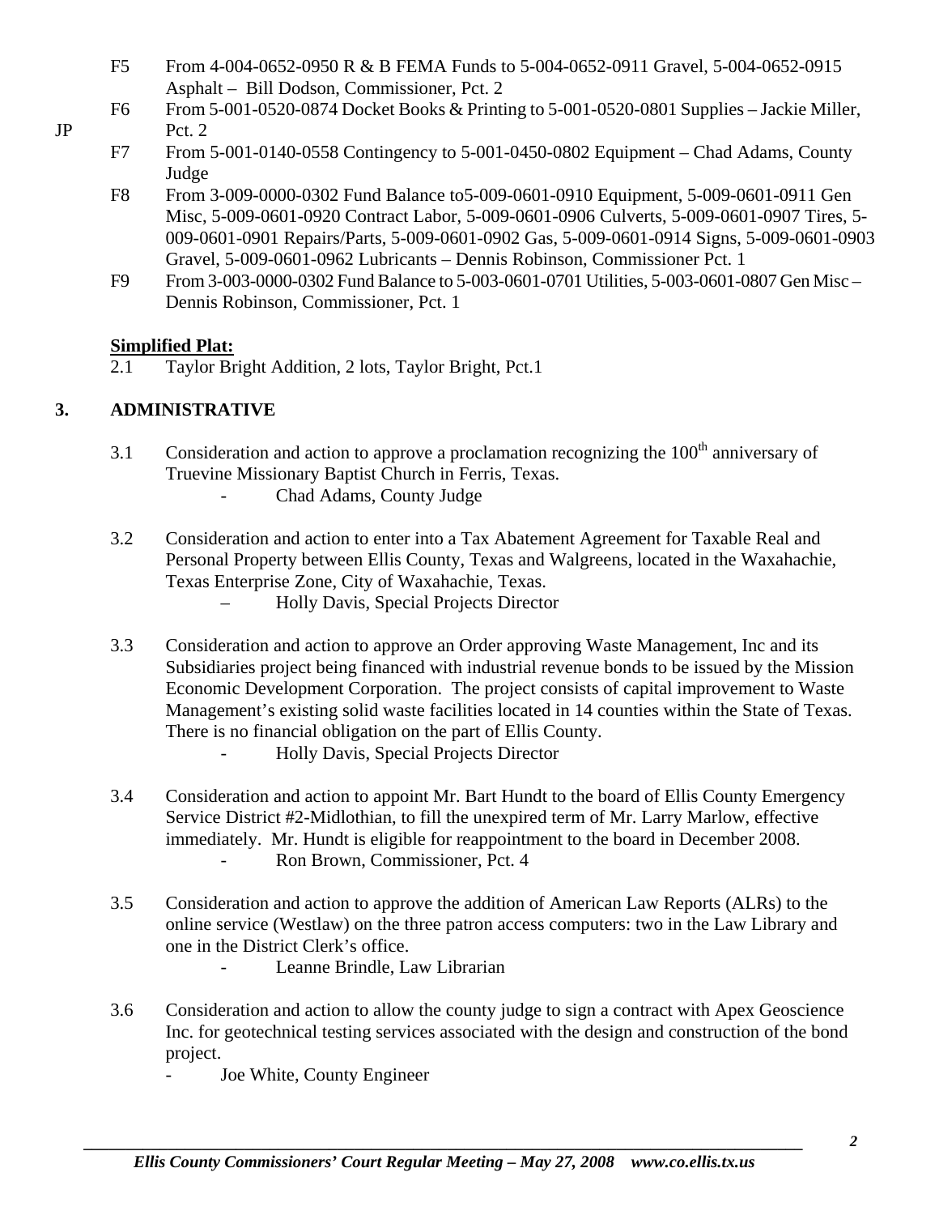- F5 From 4-004-0652-0950 R & B FEMA Funds to 5-004-0652-0911 Gravel, 5-004-0652-0915 Asphalt – Bill Dodson, Commissioner, Pct. 2
- F6 From 5-001-0520-0874 Docket Books & Printing to 5-001-0520-0801 Supplies – Jackie Miller, JP Pct. 2
- F7 From 5-001-0140-0558 Contingency to 5-001-0450-0802 Equipment – Chad Adams, County Judge
- F8 From 3-009-0000-0302 Fund Balance to5-009-0601-0910 Equipment, 5-009-0601-0911 Gen Misc, 5-009-0601-0920 Contract Labor, 5-009-0601-0906 Culverts, 5-009-0601-0907 Tires, 5-009-0601-0901 Repairs/Parts, 5-009-0601-0902 Gas, 5-009-0601-0914 Signs, 5-009-0601-0903 Gravel, 5-009-0601-0962 Lubricants – Dennis Robinson, Commissioner Pct. 1
- F9 From 3-003-0000-0302 Fund Balance to 5-003-0601-0701 Utilities, 5-003-0601-0807 Gen Misc – Dennis Robinson, Commissioner, Pct. 1

**Simplified Plat:**

2.1 Taylor Bright Addition, 2 lots, Taylor Bright, Pct.1

## 3. ADMINISTRATIVE

3.1 Consideration and action to approve a proclamation recognizing the 100th anniversary of Truevine Missionary Baptist Church in Ferris, Texas.
- Chad Adams, County Judge

3.2 Consideration and action to enter into a Tax Abatement Agreement for Taxable Real and Personal Property between Ellis County, Texas and Walgreens, located in the Waxahachie, Texas Enterprise Zone, City of Waxahachie, Texas.
– Holly Davis, Special Projects Director

3.3 Consideration and action to approve an Order approving Waste Management, Inc and its Subsidiaries project being financed with industrial revenue bonds to be issued by the Mission Economic Development Corporation. The project consists of capital improvement to Waste Management's existing solid waste facilities located in 14 counties within the State of Texas. There is no financial obligation on the part of Ellis County.
- Holly Davis, Special Projects Director

3.4 Consideration and action to appoint Mr. Bart Hundt to the board of Ellis County Emergency Service District #2-Midlothian, to fill the unexpired term of Mr. Larry Marlow, effective immediately. Mr. Hundt is eligible for reappointment to the board in December 2008.
- Ron Brown, Commissioner, Pct. 4

3.5 Consideration and action to approve the addition of American Law Reports (ALRs) to the online service (Westlaw) on the three patron access computers: two in the Law Library and one in the District Clerk's office.
- Leanne Brindle, Law Librarian

3.6 Consideration and action to allow the county judge to sign a contract with Apex Geoscience Inc. for geotechnical testing services associated with the design and construction of the bond project.
- Joe White, County Engineer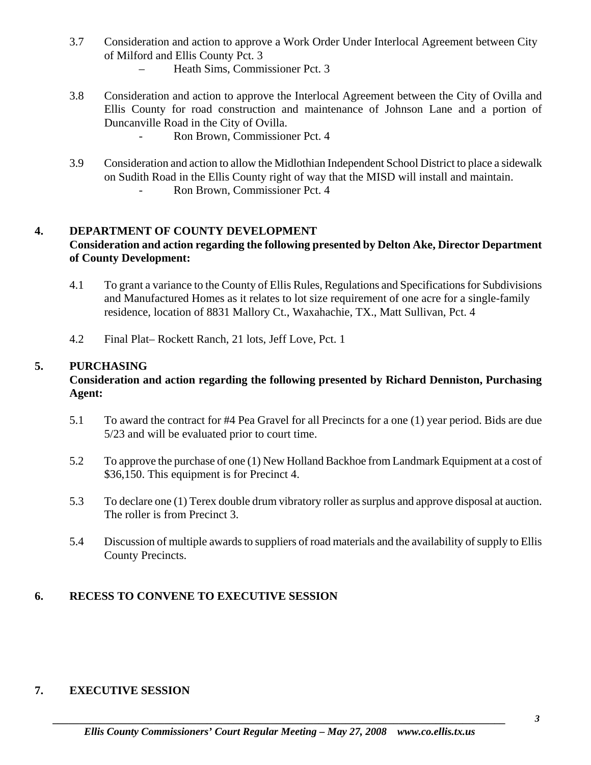3.7 Consideration and action to approve a Work Order Under Interlocal Agreement between City of Milford and Ellis County Pct. 3
   – Heath Sims, Commissioner Pct. 3

3.8 Consideration and action to approve the Interlocal Agreement between the City of Ovilla and Ellis County for road construction and maintenance of Johnson Lane and a portion of Duncanville Road in the City of Ovilla.
   - Ron Brown, Commissioner Pct. 4

3.9 Consideration and action to allow the Midlothian Independent School District to place a sidewalk on Sudith Road in the Ellis County right of way that the MISD will install and maintain.
   - Ron Brown, Commissioner Pct. 4

## 4. DEPARTMENT OF COUNTY DEVELOPMENT

**Consideration and action regarding the following presented by Delton Ake, Director Department of County Development:**

4.1 To grant a variance to the County of Ellis Rules, Regulations and Specifications for Subdivisions and Manufactured Homes as it relates to lot size requirement of one acre for a single-family residence, location of 8831 Mallory Ct., Waxahachie, TX., Matt Sullivan, Pct. 4

4.2 Final Plat– Rockett Ranch, 21 lots, Jeff Love, Pct. 1

## 5. PURCHASING

**Consideration and action regarding the following presented by Richard Denniston, Purchasing Agent:**

5.1 To award the contract for #4 Pea Gravel for all Precincts for a one (1) year period. Bids are due 5/23 and will be evaluated prior to court time.

5.2 To approve the purchase of one (1) New Holland Backhoe from Landmark Equipment at a cost of $36,150. This equipment is for Precinct 4.

5.3 To declare one (1) Terex double drum vibratory roller as surplus and approve disposal at auction. The roller is from Precinct 3.

5.4 Discussion of multiple awards to suppliers of road materials and the availability of supply to Ellis County Precincts.

## 6. RECESS TO CONVENE TO EXECUTIVE SESSION

## 7. EXECUTIVE SESSION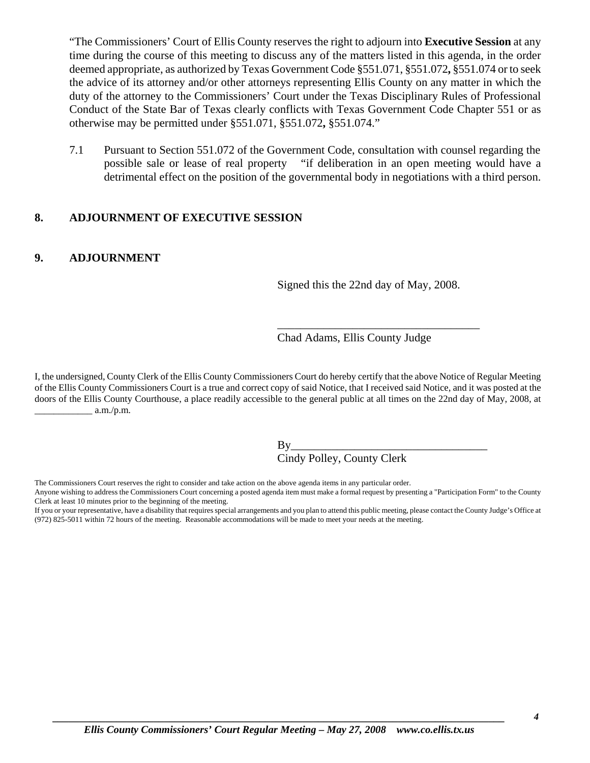"The Commissioners' Court of Ellis County reserves the right to adjourn into **Executive Session** at any time during the course of this meeting to discuss any of the matters listed in this agenda, in the order deemed appropriate, as authorized by Texas Government Code §551.071, §551.072**,** §551.074 or to seek the advice of its attorney and/or other attorneys representing Ellis County on any matter in which the duty of the attorney to the Commissioners' Court under the Texas Disciplinary Rules of Professional Conduct of the State Bar of Texas clearly conflicts with Texas Government Code Chapter 551 or as otherwise may be permitted under §551.071, §551.072**,** §551.074."

7.1 Pursuant to Section 551.072 of the Government Code, consultation with counsel regarding the possible sale or lease of real property "if deliberation in an open meeting would have a detrimental effect on the position of the governmental body in negotiations with a third person.

**8. ADJOURNMENT OF EXECUTIVE SESSION**

**9. ADJOURNMENT**

Signed this the 22nd day of May, 2008.

___________________________________
Chad Adams, Ellis County Judge

I, the undersigned, County Clerk of the Ellis County Commissioners Court do hereby certify that the above Notice of Regular Meeting of the Ellis County Commissioners Court is a true and correct copy of said Notice, that I received said Notice, and it was posted at the doors of the Ellis County Courthouse, a place readily accessible to the general public at all times on the 22nd day of May, 2008, at ____________ a.m./p.m.

By___________________________________
Cindy Polley, County Clerk

The Commissioners Court reserves the right to consider and take action on the above agenda items in any particular order.
Anyone wishing to address the Commissioners Court concerning a posted agenda item must make a formal request by presenting a "Participation Form" to the County Clerk at least 10 minutes prior to the beginning of the meeting.
If you or your representative, have a disability that requires special arrangements and you plan to attend this public meeting, please contact the County Judge's Office at (972) 825-5011 within 72 hours of the meeting. Reasonable accommodations will be made to meet your needs at the meeting.